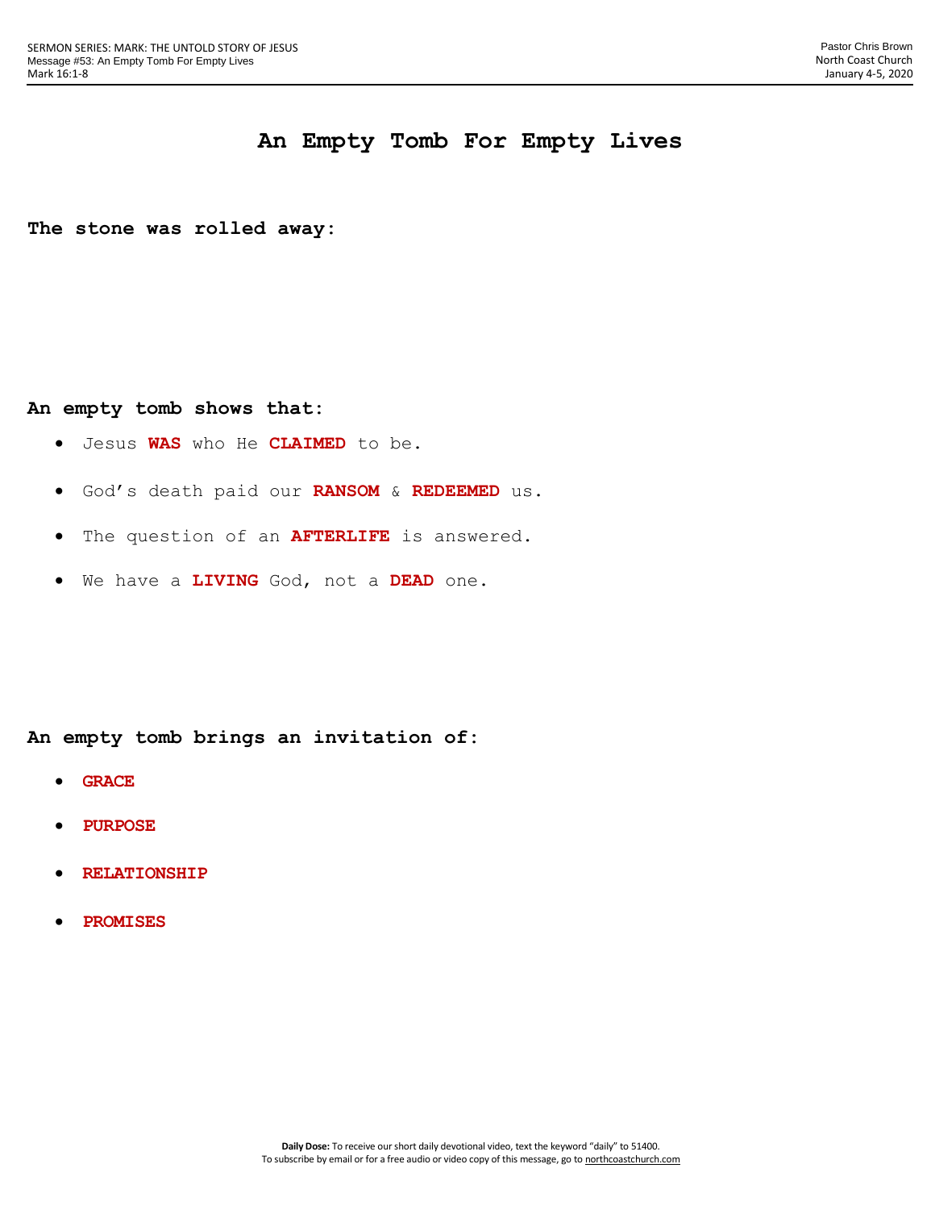SERMON SERIES: MARK: THE UNTOLD STORY OF JESUS
Message #53: An Empty Tomb For Empty Lives
Mark 16:1-8

Pastor Chris Brown
North Coast Church
January 4-5, 2020

# An Empty Tomb For Empty Lives

**The stone was rolled away:**

**An empty tomb shows that:**

- Jesus **WAS** who He **CLAIMED** to be.
- God's death paid our **RANSOM** & **REDEEMED** us.
- The question of an **AFTERLIFE** is answered.
- We have a **LIVING** God, not a **DEAD** one.

**An empty tomb brings an invitation of:**

- **GRACE**
- **PURPOSE**
- **RELATIONSHIP**
- **PROMISES**

**Daily Dose:** To receive our short daily devotional video, text the keyword "daily" to 51400.
To subscribe by email or for a free audio or video copy of this message, go to northcoastchurch.com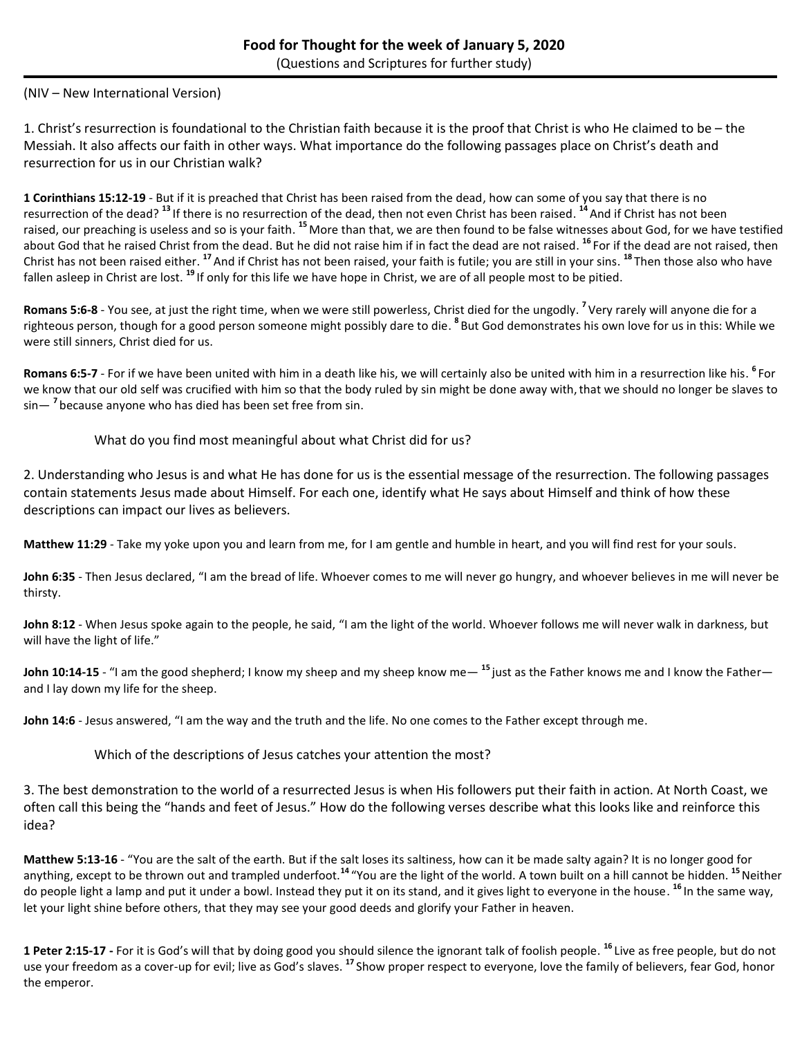## Food for Thought for the week of January 5, 2020

(Questions and Scriptures for further study)

(NIV – New International Version)

1. Christ's resurrection is foundational to the Christian faith because it is the proof that Christ is who He claimed to be – the Messiah. It also affects our faith in other ways. What importance do the following passages place on Christ's death and resurrection for us in our Christian walk?

**1 Corinthians 15:12-19** - But if it is preached that Christ has been raised from the dead, how can some of you say that there is no resurrection of the dead? [13] If there is no resurrection of the dead, then not even Christ has been raised. [14] And if Christ has not been raised, our preaching is useless and so is your faith. [15] More than that, we are then found to be false witnesses about God, for we have testified about God that he raised Christ from the dead. But he did not raise him if in fact the dead are not raised. [16] For if the dead are not raised, then Christ has not been raised either. [17] And if Christ has not been raised, your faith is futile; you are still in your sins. [18] Then those also who have fallen asleep in Christ are lost. [19] If only for this life we have hope in Christ, we are of all people most to be pitied.

**Romans 5:6-8** - You see, at just the right time, when we were still powerless, Christ died for the ungodly. [7] Very rarely will anyone die for a righteous person, though for a good person someone might possibly dare to die. [8] But God demonstrates his own love for us in this: While we were still sinners, Christ died for us.

**Romans 6:5-7** - For if we have been united with him in a death like his, we will certainly also be united with him in a resurrection like his. [6] For we know that our old self was crucified with him so that the body ruled by sin might be done away with, that we should no longer be slaves to sin— [7] because anyone who has died has been set free from sin.

What do you find most meaningful about what Christ did for us?

2. Understanding who Jesus is and what He has done for us is the essential message of the resurrection. The following passages contain statements Jesus made about Himself. For each one, identify what He says about Himself and think of how these descriptions can impact our lives as believers.

**Matthew 11:29** - Take my yoke upon you and learn from me, for I am gentle and humble in heart, and you will find rest for your souls.

**John 6:35** - Then Jesus declared, "I am the bread of life. Whoever comes to me will never go hungry, and whoever believes in me will never be thirsty.

**John 8:12** - When Jesus spoke again to the people, he said, "I am the light of the world. Whoever follows me will never walk in darkness, but will have the light of life."

**John 10:14-15** - "I am the good shepherd; I know my sheep and my sheep know me— [15] just as the Father knows me and I know the Father—and I lay down my life for the sheep.

**John 14:6** - Jesus answered, "I am the way and the truth and the life. No one comes to the Father except through me.

Which of the descriptions of Jesus catches your attention the most?

3. The best demonstration to the world of a resurrected Jesus is when His followers put their faith in action. At North Coast, we often call this being the "hands and feet of Jesus." How do the following verses describe what this looks like and reinforce this idea?

**Matthew 5:13-16** - "You are the salt of the earth. But if the salt loses its saltiness, how can it be made salty again? It is no longer good for anything, except to be thrown out and trampled underfoot.[14] "You are the light of the world. A town built on a hill cannot be hidden. [15] Neither do people light a lamp and put it under a bowl. Instead they put it on its stand, and it gives light to everyone in the house. [16] In the same way, let your light shine before others, that they may see your good deeds and glorify your Father in heaven.

**1 Peter 2:15-17 -** For it is God's will that by doing good you should silence the ignorant talk of foolish people. [16] Live as free people, but do not use your freedom as a cover-up for evil; live as God's slaves. [17] Show proper respect to everyone, love the family of believers, fear God, honor the emperor.